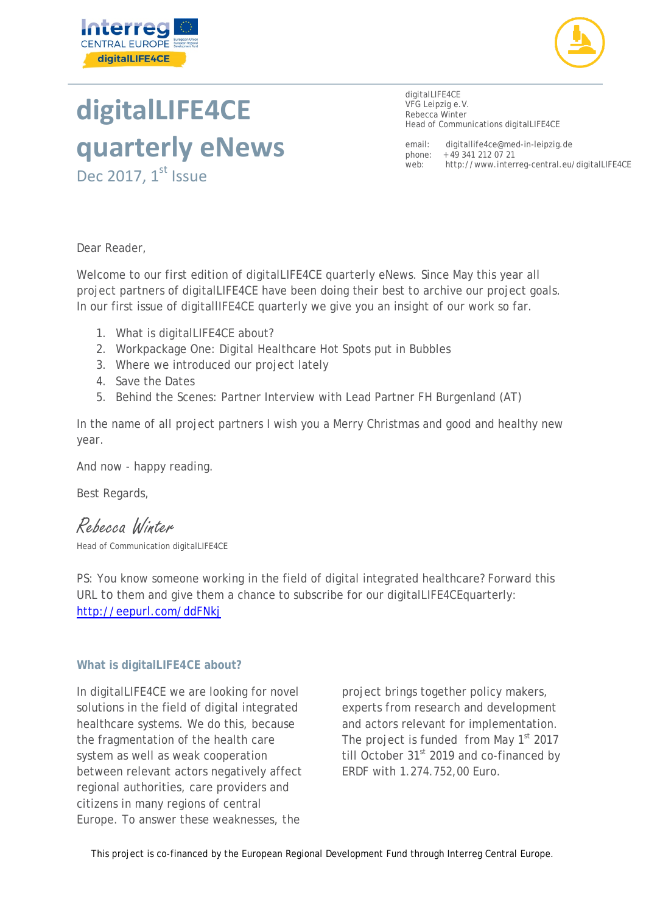# digitalLIFE4CE quarterly eNews

Dec 2017, 1st Issue

digitalLIFE4CE
VFG Leipzig e.V.
Rebecca Winter
Head of Communications digitalLIFE4CE

email: digitallife4ce@med-in-leipzig.de
phone: +49 341 212 07 21
web: http://www.interreg-central.eu/digitalLIFE4CE

Dear Reader,

Welcome to our first edition of digitalLIFE4CE quarterly eNews. Since May this year all project partners of digitalLIFE4CE have been doing their best to archive our project goals. In our first issue of digitallIFE4CE quarterly we give you an insight of our work so far.

1. What is digitalLIFE4CE about?
2. Workpackage One: Digital Healthcare Hot Spots put in Bubbles
3. Where we introduced our project lately
4. Save the Dates
5. Behind the Scenes: Partner Interview with Lead Partner FH Burgenland (AT)

In the name of all project partners I wish you a Merry Christmas and good and healthy new year.

And now - happy reading.

Best Regards,

*Rebecca Winter*

Head of Communication digitalLIFE4CE

PS: You know someone working in the field of digital integrated healthcare? Forward this URL to them and give them a chance to subscribe for our digitalLIFE4CEquarterly: http://eepurl.com/ddFNkj

## What is digitalLIFE4CE about?

In digitalLIFE4CE we are looking for novel solutions in the field of digital integrated healthcare systems. We do this, because the fragmentation of the health care system as well as weak cooperation between relevant actors negatively affect regional authorities, care providers and citizens in many regions of central Europe. To answer these weaknesses, the project brings together policy makers, experts from research and development and actors relevant for implementation. The project is funded from May 1st 2017 till October 31st 2019 and co-financed by ERDF with 1.274.752,00 Euro.

This project is co-financed by the European Regional Development Fund through Interreg Central Europe.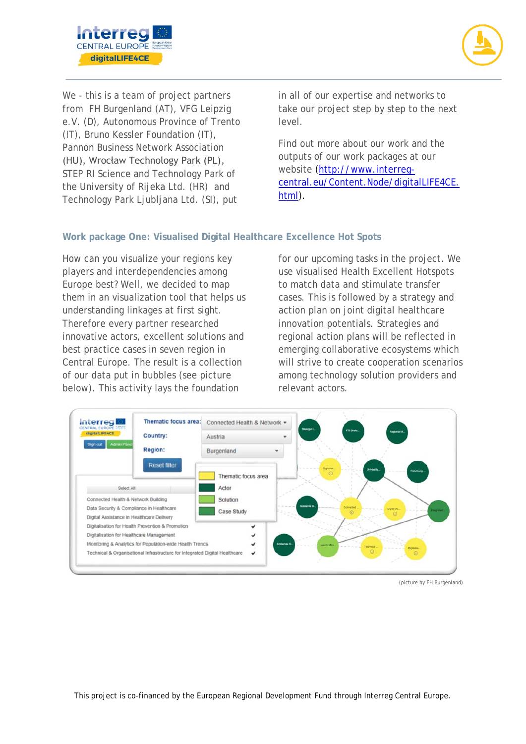We - this is a team of project partners from FH Burgenland (AT), VFG Leipzig e.V. (D), Autonomous Province of Trento (IT), Bruno Kessler Foundation (IT), Pannon Business Network Association (HU), Wrocław Technology Park (PL), STEP RI Science and Technology Park of the University of Rijeka Ltd. (HR) and Technology Park Ljubljana Ltd. (SI), put in all of our expertise and networks to take our project step by step to the next level.

Find out more about our work and the outputs of our work packages at our website (http://www.interreg-central.eu/Content.Node/digitalLIFE4CE.html).

## Work package One: Visualised Digital Healthcare Excellence Hot Spots

How can you visualize your regions key players and interdependencies among Europe best? Well, we decided to map them in an visualization tool that helps us understanding linkages at first sight. Therefore every partner researched innovative actors, excellent solutions and best practice cases in seven region in Central Europe. The result is a collection of our data put in bubbles (see picture below). This activity lays the foundation for our upcoming tasks in the project. We use visualised Health Excellent Hotspots to match data and stimulate transfer cases. This is followed by a strategy and action plan on joint digital healthcare innovation potentials. Strategies and regional action plans will be reflected in emerging collaborative ecosystems which will strive to create cooperation scenarios among technology solution providers and relevant actors.

(picture by FH Burgenland)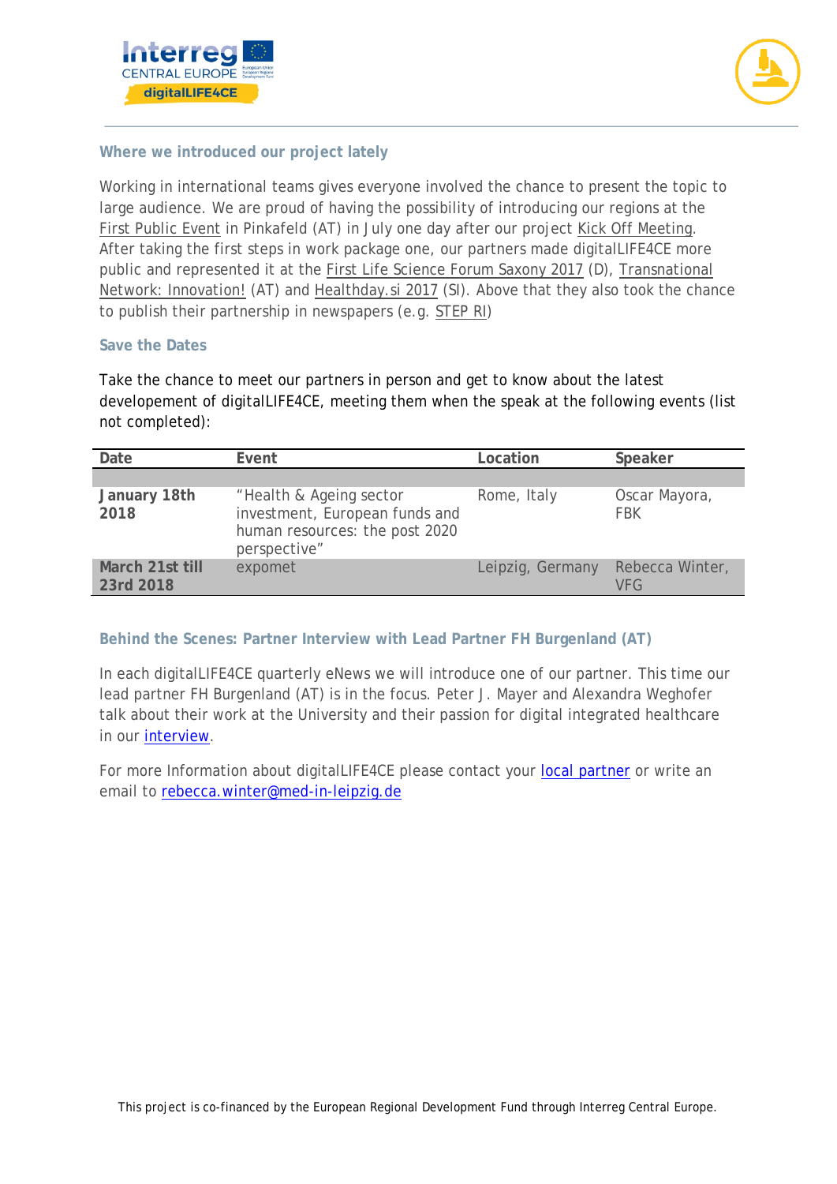### Where we introduced our project lately

Working in international teams gives everyone involved the chance to present the topic to large audience. We are proud of having the possibility of introducing our regions at the First Public Event in Pinkafeld (AT) in July one day after our project Kick Off Meeting. After taking the first steps in work package one, our partners made digitalLIFE4CE more public and represented it at the First Life Science Forum Saxony 2017 (D), Transnational Network: Innovation! (AT) and Healthday.si 2017 (SI). Above that they also took the chance to publish their partnership in newspapers (e.g. STEP RI)

### Save the Dates

Take the chance to meet our partners in person and get to know about the latest developement of digitalLIFE4CE, meeting them when the speak at the following events (list not completed):

| Date | Event | Location | Speaker |
|---|---|---|---|
| **January 18th 2018** | "Health & Ageing sector investment, European funds and human resources: the post 2020 perspective" | Rome, Italy | Oscar Mayora, FBK |
| **March 21st till 23rd 2018** | expomet | Leipzig, Germany | Rebecca Winter, VFG |

### Behind the Scenes: Partner Interview with Lead Partner FH Burgenland (AT)

In each digitalLIFE4CE quarterly eNews we will introduce one of our partner. This time our lead partner FH Burgenland (AT) is in the focus. Peter J. Mayer and Alexandra Weghofer talk about their work at the University and their passion for digital integrated healthcare in our interview.

For more Information about digitalLIFE4CE please contact your local partner or write an email to rebecca.winter@med-in-leipzig.de